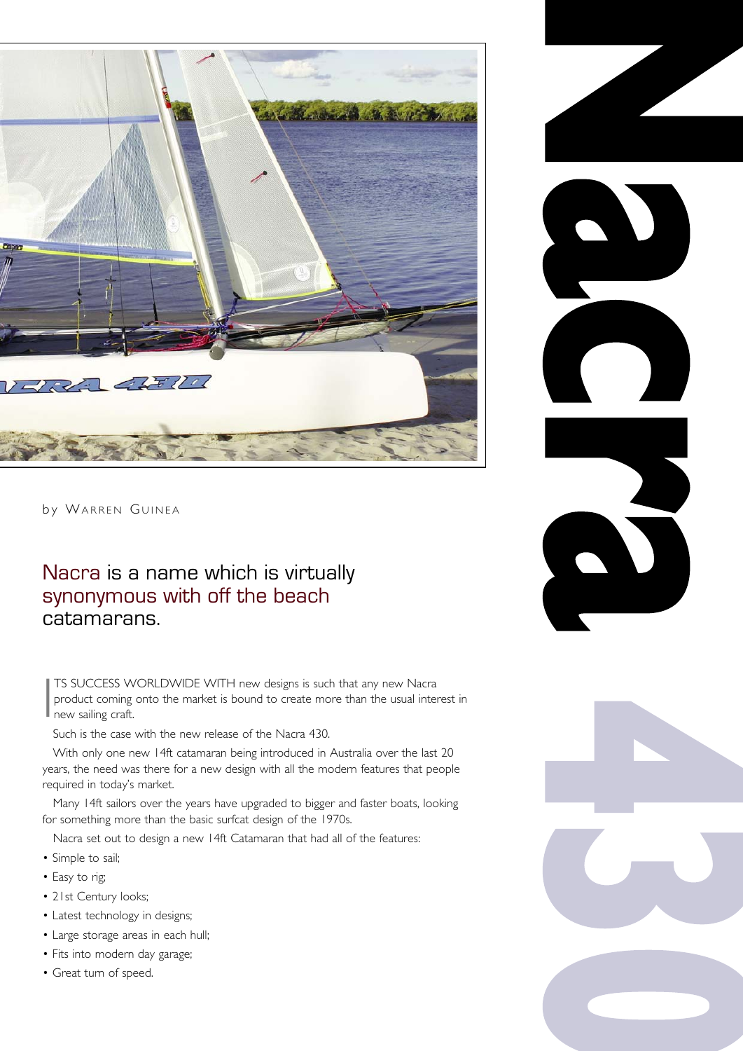# Nacra 430

by WARREN GUINEA

## Nacra is a name which is virtually synonymous with off the beach catamarans.

ITS SUCCESS WORLDWIDE WITH new designs is such that any new Nacra product coming onto the market is bound to create more than the usual interest in new sailing craft.

Such is the case with the new release of the Nacra 430.

With only one new 14ft catamaran being introduced in Australia over the last 20 years, the need was there for a new design with all the modern features that people required in today's market.

Many 14ft sailors over the years have upgraded to bigger and faster boats, looking for something more than the basic surfcat design of the 1970s.

Nacra set out to design a new 14ft Catamaran that had all of the features:

- Simple to sail;
- Easy to rig;
- 21st Century looks;
- Latest technology in designs;
- Large storage areas in each hull;
- Fits into modern day garage;
- Great turn of speed.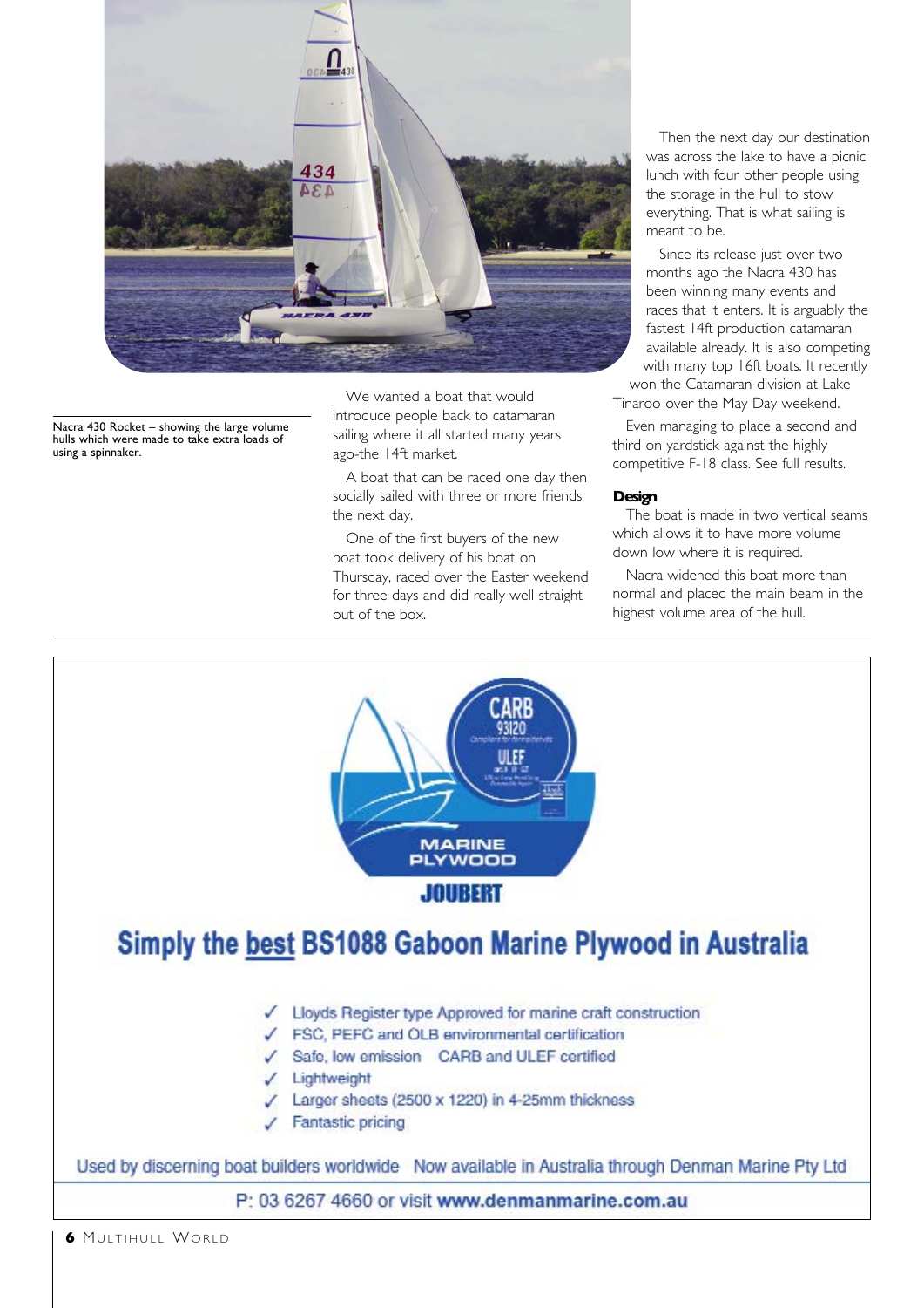Nacra 430 Rocket – showing the large volume hulls which were made to take extra loads of using a spinnaker.

We wanted a boat that would introduce people back to catamaran sailing where it all started many years ago-the 14ft market.

A boat that can be raced one day then socially sailed with three or more friends the next day.

One of the first buyers of the new boat took delivery of his boat on Thursday, raced over the Easter weekend for three days and did really well straight out of the box.

Then the next day our destination was across the lake to have a picnic lunch with four other people using the storage in the hull to stow everything. That is what sailing is meant to be.

Since its release just over two months ago the Nacra 430 has been winning many events and races that it enters. It is arguably the fastest 14ft production catamaran available already. It is also competing with many top 16ft boats. It recently won the Catamaran division at Lake Tinaroo over the May Day weekend.

Even managing to place a second and third on yardstick against the highly competitive F-18 class. See full results.

### Design

The boat is made in two vertical seams which allows it to have more volume down low where it is required.

Nacra widened this boat more than normal and placed the main beam in the highest volume area of the hull.

---

MARINE PLYWOOD

JOUBERT

## Simply the best BS1088 Gaboon Marine Plywood in Australia

- ✓ Lloyds Register type Approved for marine craft construction
- ✓ FSC, PEFC and OLB environmental certification
- ✓ Safe, low emission CARB and ULEF certified
- ✓ Lightweight
- ✓ Larger sheets (2500 x 1220) in 4-25mm thickness
- ✓ Fantastic pricing

Used by discerning boat builders worldwide Now available in Australia through Denman Marine Pty Ltd

P: 03 6267 4660 or visit **www.denmanmarine.com.au**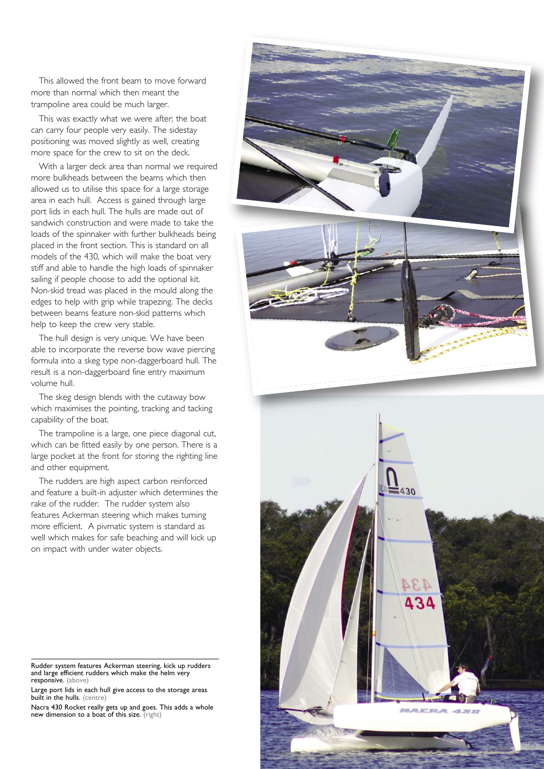This allowed the front beam to move forward more than normal which then meant the trampoline area could be much larger.

This was exactly what we were after; the boat can carry four people very easily. The sidestay positioning was moved slightly as well, creating more space for the crew to sit on the deck.

With a larger deck area than normal we required more bulkheads between the beams which then allowed us to utilise this space for a large storage area in each hull. Access is gained through large port lids in each hull. The hulls are made out of sandwich construction and were made to take the loads of the spinnaker with further bulkheads being placed in the front section. This is standard on all models of the 430, which will make the boat very stiff and able to handle the high loads of spinnaker sailing if people choose to add the optional kit. Non-skid tread was placed in the mould along the edges to help with grip while trapezing. The decks between beams feature non-skid patterns which help to keep the crew very stable.

The hull design is very unique. We have been able to incorporate the reverse bow wave piercing formula into a skeg type non-daggerboard hull. The result is a non-daggerboard fine entry maximum volume hull.

The skeg design blends with the cutaway bow which maximises the pointing, tracking and tacking capability of the boat.

The trampoline is a large, one piece diagonal cut, which can be fitted easily by one person. There is a large pocket at the front for storing the righting line and other equipment.

The rudders are high aspect carbon reinforced and feature a built-in adjuster which determines the rake of the rudder. The rudder system also features Ackerman steering which makes turning more efficient. A pivmatic system is standard as well which makes for safe beaching and will kick up on impact with under water objects.

Rudder system features Ackerman steering, kick up rudders and large efficient rudders which make the helm very responsive. (above)

Large port lids in each hull give access to the storage areas built in the hulls. (centre)

Nacra 430 Rocket really gets up and goes. This adds a whole new dimension to a boat of this size. (right)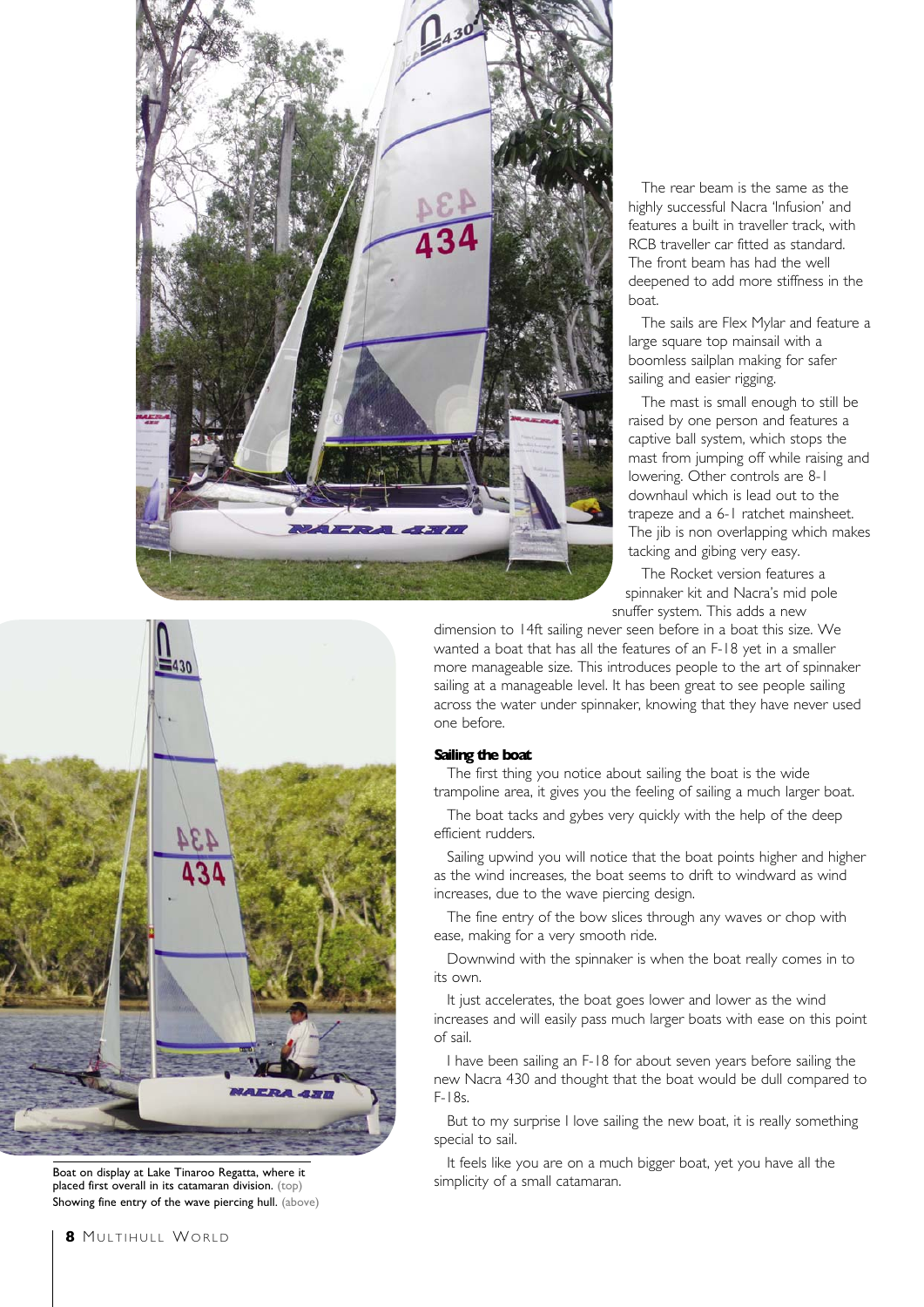The rear beam is the same as the highly successful Nacra 'Infusion' and features a built in traveller track, with RCB traveller car fitted as standard. The front beam has had the well deepened to add more stiffness in the boat.

The sails are Flex Mylar and feature a large square top mainsail with a boomless sailplan making for safer sailing and easier rigging.

The mast is small enough to still be raised by one person and features a captive ball system, which stops the mast from jumping off while raising and lowering. Other controls are 8-1 downhaul which is lead out to the trapeze and a 6-1 ratchet mainsheet. The jib is non overlapping which makes tacking and gibing very easy.

The Rocket version features a spinnaker kit and Nacra's mid pole snuffer system. This adds a new dimension to 14ft sailing never seen before in a boat this size. We wanted a boat that has all the features of an F-18 yet in a smaller more manageable size. This introduces people to the art of spinnaker sailing at a manageable level. It has been great to see people sailing across the water under spinnaker, knowing that they have never used one before.

**Sailing the boat**

The first thing you notice about sailing the boat is the wide trampoline area, it gives you the feeling of sailing a much larger boat.

The boat tacks and gybes very quickly with the help of the deep efficient rudders.

Sailing upwind you will notice that the boat points higher and higher as the wind increases, the boat seems to drift to windward as wind increases, due to the wave piercing design.

The fine entry of the bow slices through any waves or chop with ease, making for a very smooth ride.

Downwind with the spinnaker is when the boat really comes in to its own.

It just accelerates, the boat goes lower and lower as the wind increases and will easily pass much larger boats with ease on this point of sail.

I have been sailing an F-18 for about seven years before sailing the new Nacra 430 and thought that the boat would be dull compared to F-18s.

But to my surprise I love sailing the new boat, it is really something special to sail.

It feels like you are on a much bigger boat, yet you have all the simplicity of a small catamaran.

Boat on display at Lake Tinaroo Regatta, where it placed first overall in its catamaran division. (top)
Showing fine entry of the wave piercing hull. (above)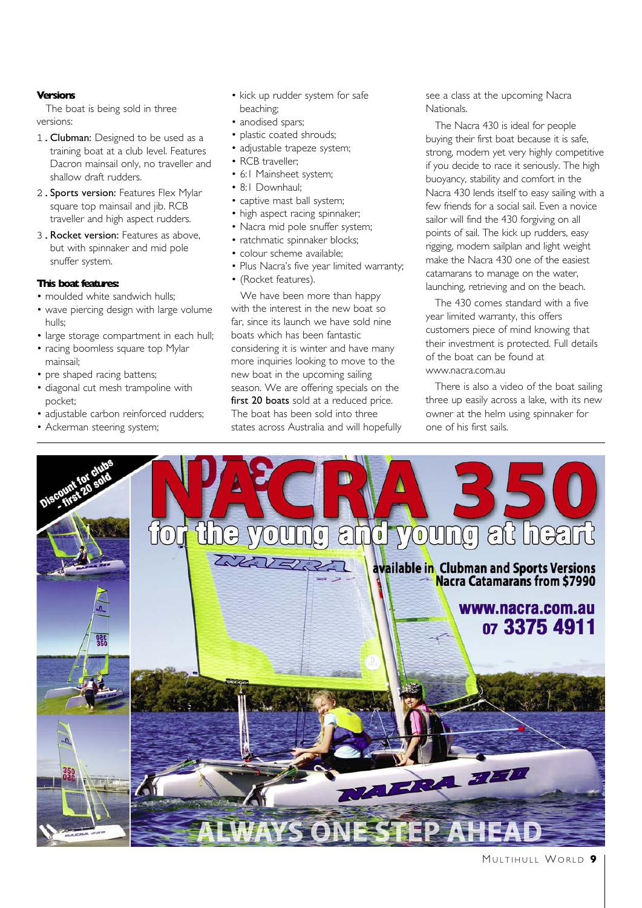**Versions**

The boat is being sold in three versions:

1. **Clubman:** Designed to be used as a training boat at a club level. Features Dacron mainsail only, no traveller and shallow draft rudders.
2. **Sports version:** Features Flex Mylar square top mainsail and jib. RCB traveller and high aspect rudders.
3. **Rocket version:** Features as above, but with spinnaker and mid pole snuffer system.

**This boat features:**

- moulded white sandwich hulls;
- wave piercing design with large volume hulls;
- large storage compartment in each hull;
- racing boomless square top Mylar mainsail;
- pre shaped racing battens;
- diagonal cut mesh trampoline with pocket;
- adjustable carbon reinforced rudders;
- Ackerman steering system;
- kick up rudder system for safe beaching;
- anodised spars;
- plastic coated shrouds;
- adjustable trapeze system;
- RCB traveller;
- 6:1 Mainsheet system;
- 8:1 Downhaul;
- captive mast ball system;
- high aspect racing spinnaker;
- Nacra mid pole snuffer system;
- ratchmatic spinnaker blocks;
- colour scheme available;
- Plus Nacra's five year limited warranty;
- (Rocket features).

We have been more than happy with the interest in the new boat so far, since its launch we have sold nine boats which has been fantastic considering it is winter and have many more inquiries looking to move to the new boat in the upcoming sailing season. We are offering specials on the **first 20 boats** sold at a reduced price. The boat has been sold into three states across Australia and will hopefully see a class at the upcoming Nacra Nationals.

The Nacra 430 is ideal for people buying their first boat because it is safe, strong, modern yet very highly competitive if you decide to race it seriously. The high buoyancy, stability and comfort in the Nacra 430 lends itself to easy sailing with a few friends for a social sail. Even a novice sailor will find the 430 forgiving on all points of sail. The kick up rudders, easy rigging, modern sailplan and light weight make the Nacra 430 one of the easiest catamarans to manage on the water, launching, retrieving and on the beach.

The 430 comes standard with a five year limited warranty, this offers customers piece of mind knowing that their investment is protected. Full details of the boat can be found at www.nacra.com.au

There is also a video of the boat sailing three up easily across a lake, with its new owner at the helm using spinnaker for one of his first sails.

Discount for clubs - first 20 sold

NACRA 350

for the young and young at heart

available in Clubman and Sports Versions

Nacra Catamarans from $7990

www.nacra.com.au

07 3375 4911

ALWAYS ONE STEP AHEAD